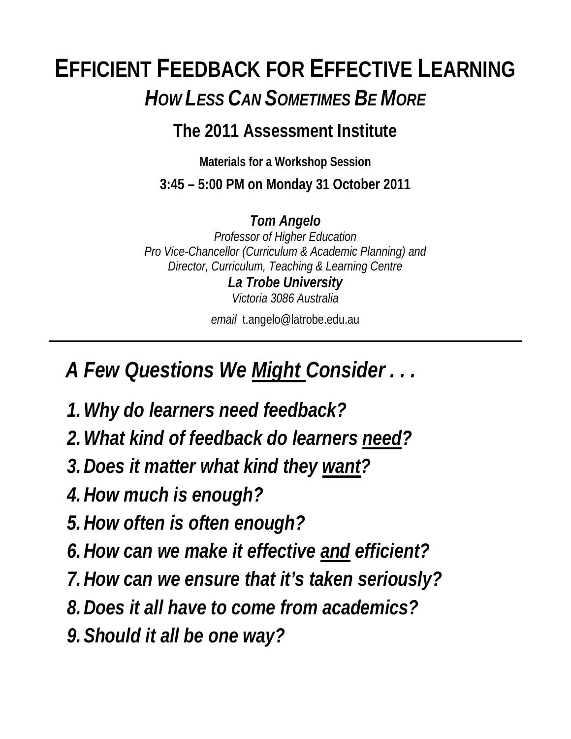# EFFICIENT FEEDBACK FOR EFFECTIVE LEARNING

## *HOW LESS CAN SOMETIMES BE MORE*

### The 2011 Assessment Institute

**Materials for a Workshop Session**

**3:45 – 5:00 PM on Monday 31 October 2011**

***Tom Angelo***
*Professor of Higher Education*
*Pro Vice-Chancellor (Curriculum & Academic Planning) and*
*Director, Curriculum, Teaching & Learning Centre*
***La Trobe University***
*Victoria 3086 Australia*

*email* t.angelo@latrobe.edu.au

---

## *A Few Questions We Might Consider . . .*

1. ***Why do learners need feedback?***
2. ***What kind of feedback do learners need?***
3. ***Does it matter what kind they want?***
4. ***How much is enough?***
5. ***How often is often enough?***
6. ***How can we make it effective and efficient?***
7. ***How can we ensure that it's taken seriously?***
8. ***Does it all have to come from academics?***
9. ***Should it all be one way?***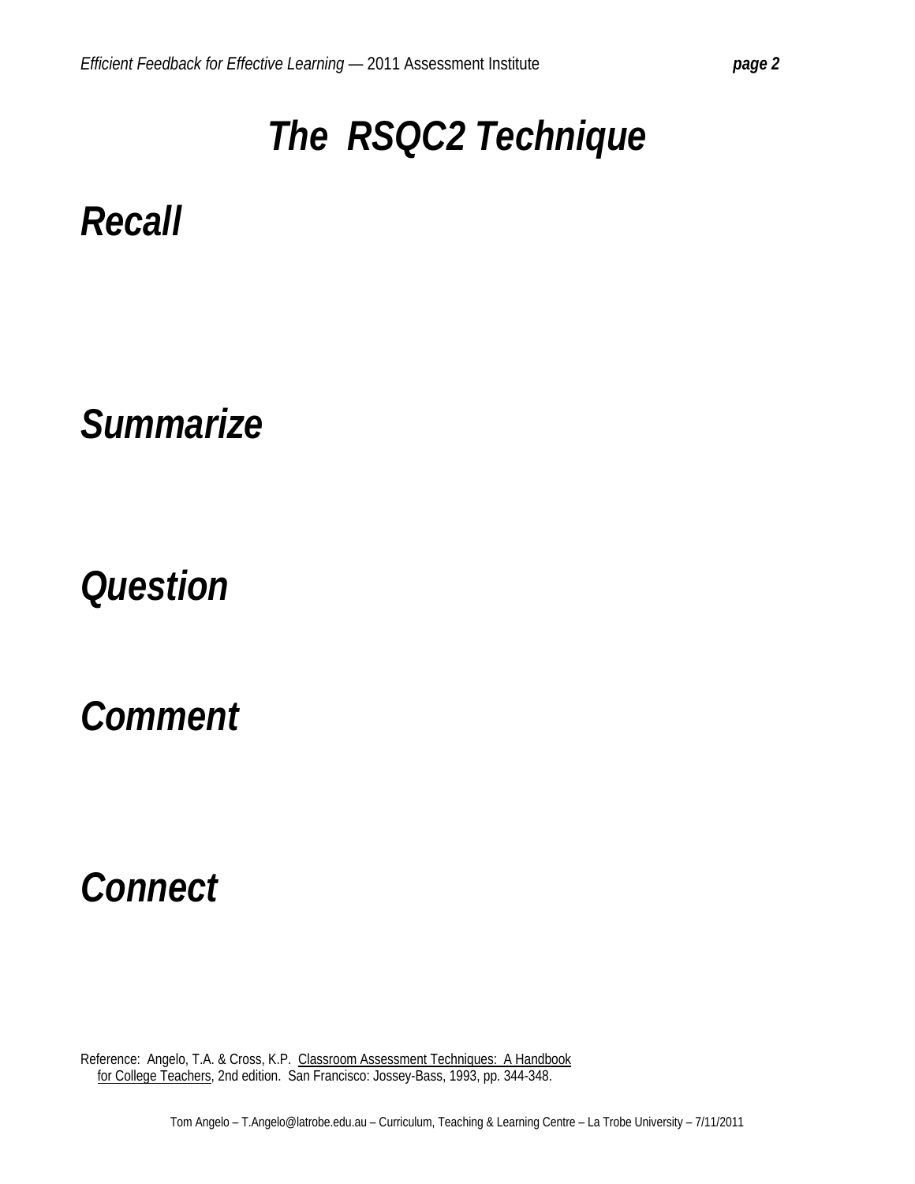# *The RSQC2 Technique*

## *Recall*

## *Summarize*

## *Question*

## *Comment*

## *Connect*

Reference: Angelo, T.A. & Cross, K.P. Classroom Assessment Techniques: A Handbook for College Teachers, 2nd edition. San Francisco: Jossey-Bass, 1993, pp. 344-348.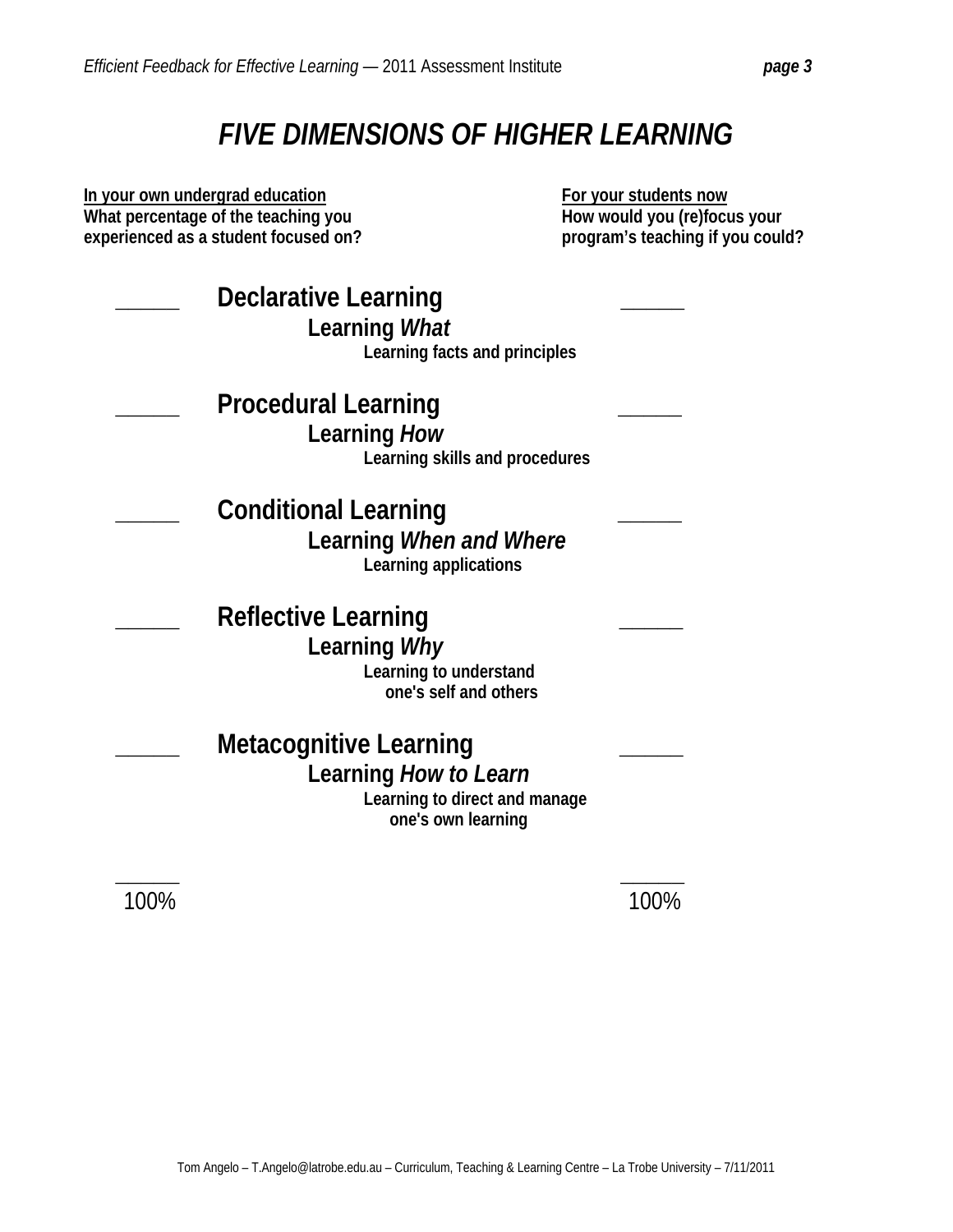# *FIVE DIMENSIONS OF HIGHER LEARNING*

| **In your own undergrad education**<br>**What percentage of the teaching you experienced as a student focused on?** | | **For your students now**<br>**How would you (re)focus your program's teaching if you could?** |
|---|---|---|
| ______ | **Declarative Learning**<br>**Learning *What***<br>**Learning facts and principles** | ______ |
| ______ | **Procedural Learning**<br>**Learning *How***<br>**Learning skills and procedures** | ______ |
| ______ | **Conditional Learning**<br>**Learning *When and Where***<br>**Learning applications** | ______ |
| ______ | **Reflective Learning**<br>**Learning *Why***<br>**Learning to understand one's self and others** | ______ |
| ______ | **Metacognitive Learning**<br>**Learning *How to Learn***<br>**Learning to direct and manage one's own learning** | ______ |
| ______<br>100% | | ______<br>100% |

Tom Angelo – T.Angelo@latrobe.edu.au – Curriculum, Teaching & Learning Centre – La Trobe University – 7/11/2011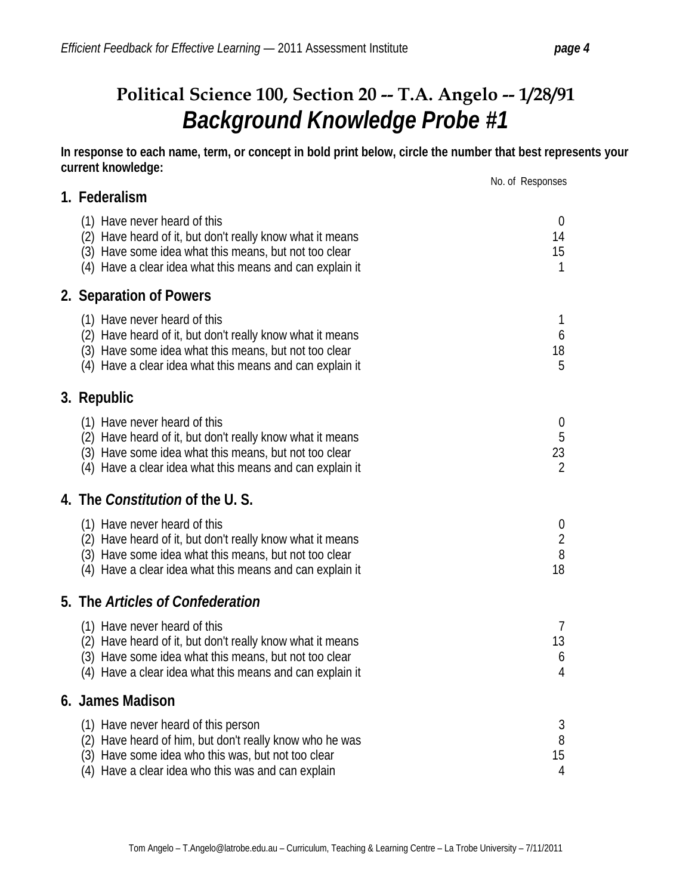## Political Science 100, Section 20 -- T.A. Angelo -- 1/28/91

# *Background Knowledge Probe #1*

**In response to each name, term, or concept in bold print below, circle the number that best represents your current knowledge:**

### 1. Federalism

| | No. of Responses |
|---|---|
| (1) Have never heard of this | 0 |
| (2) Have heard of it, but don't really know what it means | 14 |
| (3) Have some idea what this means, but not too clear | 15 |
| (4) Have a clear idea what this means and can explain it | 1 |

### 2. Separation of Powers

| | No. of Responses |
|---|---|
| (1) Have never heard of this | 1 |
| (2) Have heard of it, but don't really know what it means | 6 |
| (3) Have some idea what this means, but not too clear | 18 |
| (4) Have a clear idea what this means and can explain it | 5 |

### 3. Republic

| | No. of Responses |
|---|---|
| (1) Have never heard of this | 0 |
| (2) Have heard of it, but don't really know what it means | 5 |
| (3) Have some idea what this means, but not too clear | 23 |
| (4) Have a clear idea what this means and can explain it | 2 |

### 4. The *Constitution* of the U. S.

| | No. of Responses |
|---|---|
| (1) Have never heard of this | 0 |
| (2) Have heard of it, but don't really know what it means | 2 |
| (3) Have some idea what this means, but not too clear | 8 |
| (4) Have a clear idea what this means and can explain it | 18 |

### 5. The *Articles of Confederation*

| | No. of Responses |
|---|---|
| (1) Have never heard of this | 7 |
| (2) Have heard of it, but don't really know what it means | 13 |
| (3) Have some idea what this means, but not too clear | 6 |
| (4) Have a clear idea what this means and can explain it | 4 |

### 6. James Madison

| | No. of Responses |
|---|---|
| (1) Have never heard of this person | 3 |
| (2) Have heard of him, but don't really know who he was | 8 |
| (3) Have some idea who this was, but not too clear | 15 |
| (4) Have a clear idea who this was and can explain | 4 |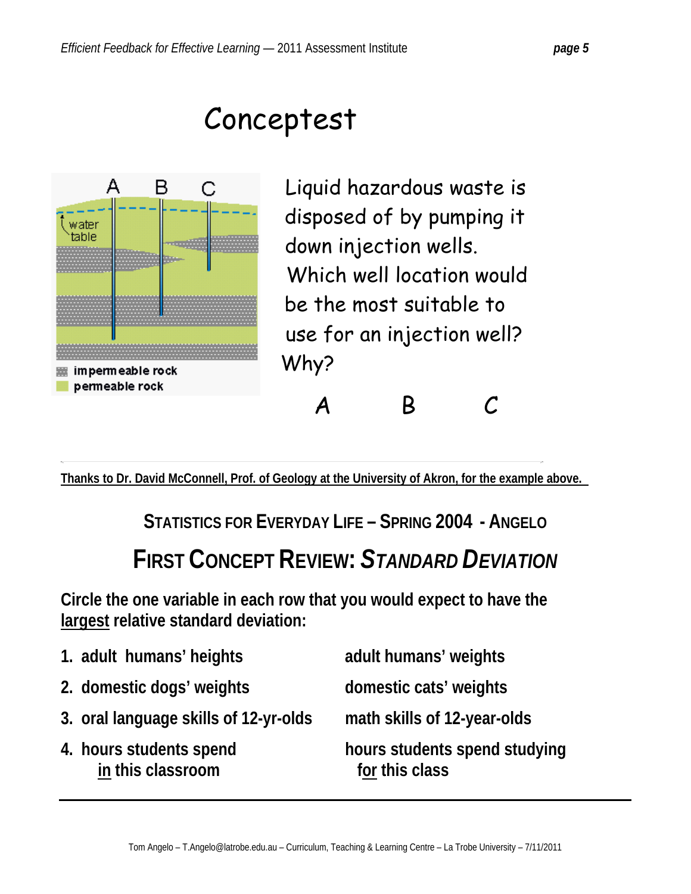# Conceptest

Liquid hazardous waste is disposed of by pumping it down injection wells. Which well location would be the most suitable to use for an injection well? Why?

A B C

Thanks to Dr. David McConnell, Prof. of Geology at the University of Akron, for the example above.

## STATISTICS FOR EVERYDAY LIFE – SPRING 2004 - ANGELO

## FIRST CONCEPT REVIEW: *STANDARD DEVIATION*

**Circle the one variable in each row that you would expect to have the largest relative standard deviation:**

| | |
|---|---|
| 1. adult humans' heights | adult humans' weights |
| 2. domestic dogs' weights | domestic cats' weights |
| 3. oral language skills of 12-yr-olds | math skills of 12-year-olds |
| 4. hours students spend <u>in</u> this classroom | hours students spend studying <u>for</u> this class |

Tom Angelo – T.Angelo@latrobe.edu.au – Curriculum, Teaching & Learning Centre – La Trobe University – 7/11/2011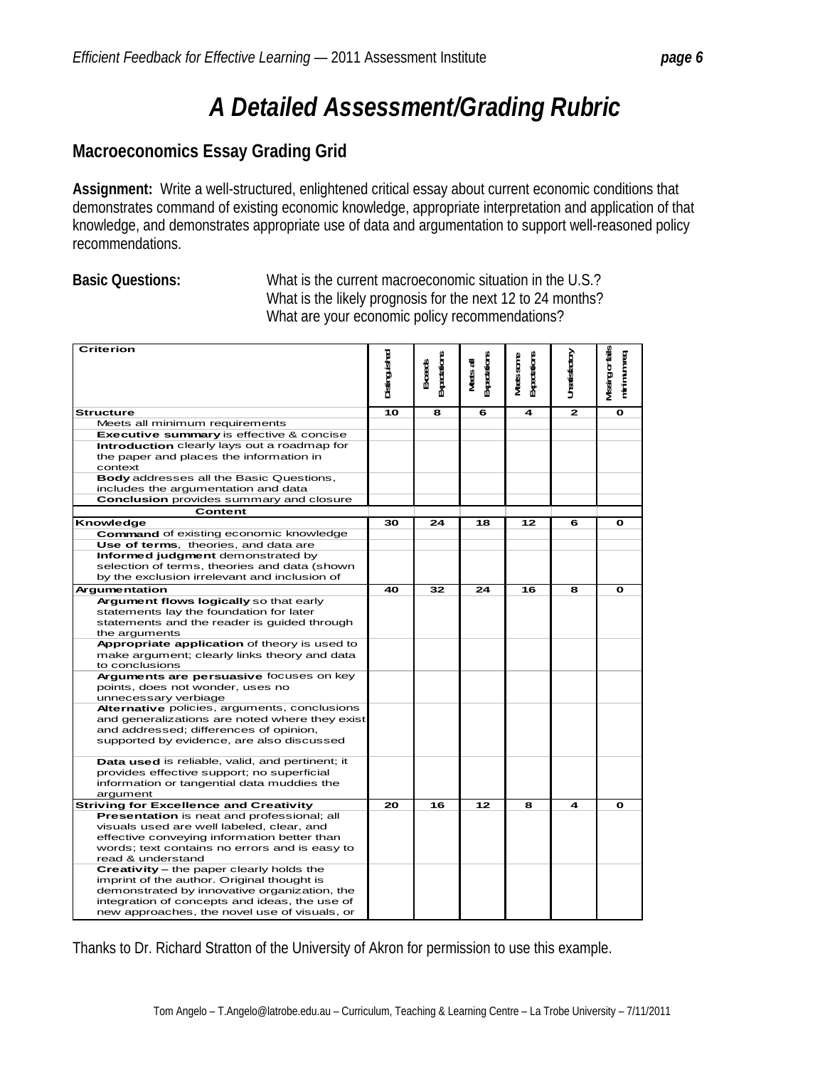# A Detailed Assessment/Grading Rubric

## Macroeconomics Essay Grading Grid

**Assignment:** Write a well-structured, enlightened critical essay about current economic conditions that demonstrates command of existing economic knowledge, appropriate interpretation and application of that knowledge, and demonstrates appropriate use of data and argumentation to support well-reasoned policy recommendations.

**Basic Questions:** What is the current macroeconomic situation in the U.S.?
What is the likely prognosis for the next 12 to 24 months?
What are your economic policy recommendations?

| Criterion | Distinguished | Exceeds Expectations | Meets all Expectations | Meets some Expectations | Unsatisfactory | Missing or fails minimum req |
|---|---|---|---|---|---|---|
| **Structure** | 10 | 8 | 6 | 4 | 2 | 0 |
| Meets all minimum requirements | | | | | | |
| **Executive summary** is effective & concise | | | | | | |
| **Introduction** clearly lays out a roadmap for the paper and places the information in context | | | | | | |
| **Body** addresses all the Basic Questions, includes the argumentation and data | | | | | | |
| **Conclusion** provides summary and closure | | | | | | |
| **Content** | | | | | | |
| **Knowledge** | 30 | 24 | 18 | 12 | 6 | 0 |
| **Command** of existing economic knowledge | | | | | | |
| **Use of terms**, theories, and data are | | | | | | |
| **Informed judgment** demonstrated by selection of terms, theories and data (shown by the exclusion irrelevant and inclusion of | | | | | | |
| **Argumentation** | 40 | 32 | 24 | 16 | 8 | 0 |
| **Argument flows logically** so that early statements lay the foundation for later statements and the reader is guided through the arguments | | | | | | |
| **Appropriate application** of theory is used to make argument; clearly links theory and data to conclusions | | | | | | |
| **Arguments are persuasive** focuses on key points, does not wonder, uses no unnecessary verbiage | | | | | | |
| **Alternative** policies, arguments, conclusions and generalizations are noted where they exist and addressed; differences of opinion, supported by evidence, are also discussed | | | | | | |
| **Data used** is reliable, valid, and pertinent; it provides effective support; no superficial information or tangential data muddies the argument | | | | | | |
| **Striving for Excellence and Creativity** | 20 | 16 | 12 | 8 | 4 | 0 |
| **Presentation** is neat and professional; all visuals used are well labeled, clear, and effective conveying information better than words; text contains no errors and is easy to read & understand | | | | | | |
| **Creativity** – the paper clearly holds the imprint of the author. Original thought is demonstrated by innovative organization, the integration of concepts and ideas, the use of new approaches, the novel use of visuals, or | | | | | | |

Thanks to Dr. Richard Stratton of the University of Akron for permission to use this example.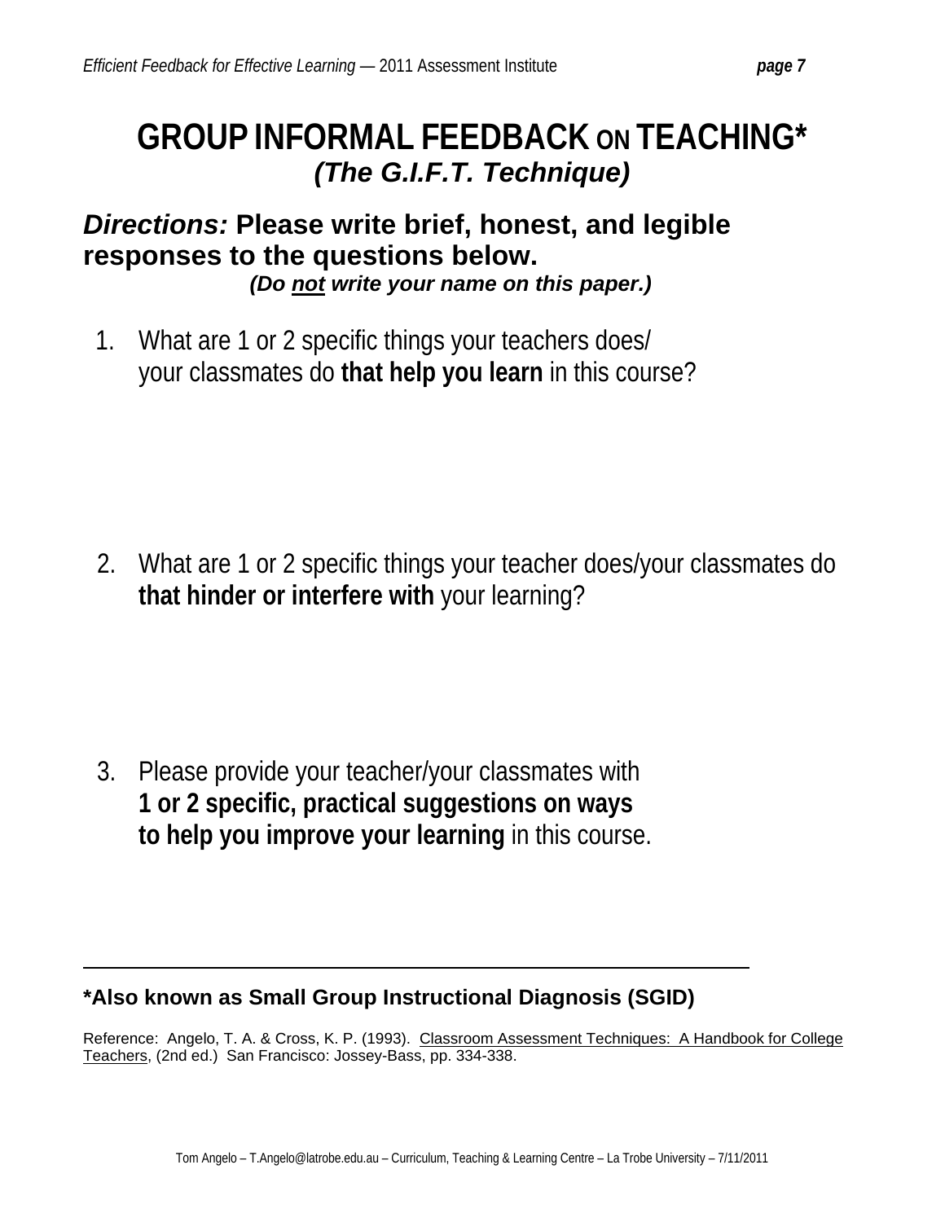# GROUP INFORMAL FEEDBACK ON TEACHING*
## *(The G.I.F.T. Technique)*

***Directions:*** **Please write brief, honest, and legible responses to the questions below.**

***(Do <u>not</u> write your name on this paper.)***

1. What are 1 or 2 specific things your teachers does/ your classmates do **that help you learn** in this course?

2. What are 1 or 2 specific things your teacher does/your classmates do **that hinder or interfere with** your learning?

3. Please provide your teacher/your classmates with **1 or 2 specific, practical suggestions on ways to help you improve your learning** in this course.

---

**\*Also known as Small Group Instructional Diagnosis (SGID)**

Reference: Angelo, T. A. & Cross, K. P. (1993). <u>Classroom Assessment Techniques: A Handbook for College Teachers</u>, (2nd ed.) San Francisco: Jossey-Bass, pp. 334-338.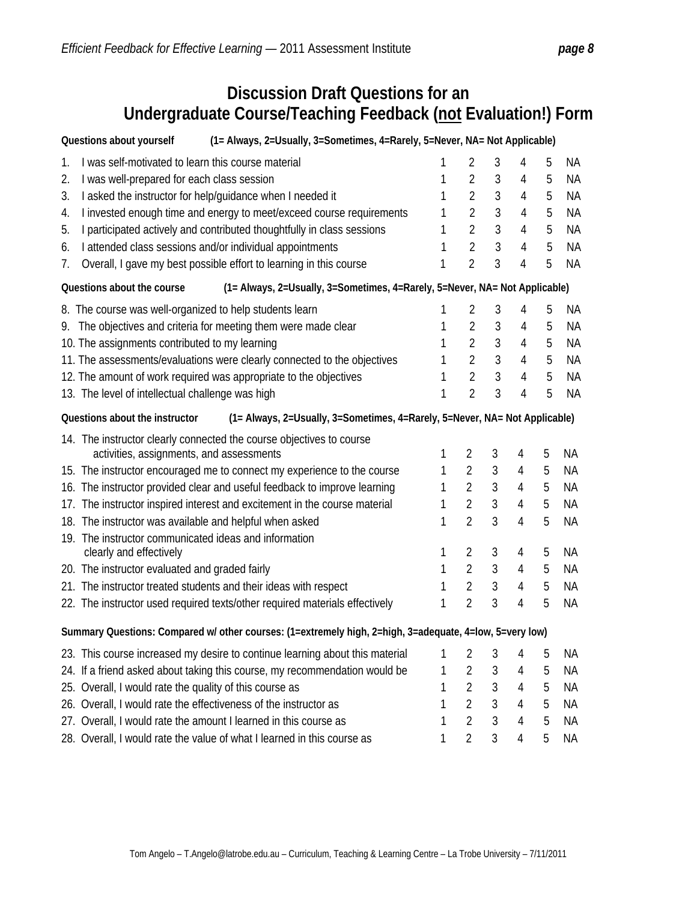# Discussion Draft Questions for an Undergraduate Course/Teaching Feedback (<u>not</u> Evaluation!) Form

| **Questions about yourself** (1= Always, 2=Usually, 3=Sometimes, 4=Rarely, 5=Never, NA= Not Applicable) | | | | | | |
|---|---|---|---|---|---|---|
| 1. I was self-motivated to learn this course material | 1 | 2 | 3 | 4 | 5 | NA |
| 2. I was well-prepared for each class session | 1 | 2 | 3 | 4 | 5 | NA |
| 3. I asked the instructor for help/guidance when I needed it | 1 | 2 | 3 | 4 | 5 | NA |
| 4. I invested enough time and energy to meet/exceed course requirements | 1 | 2 | 3 | 4 | 5 | NA |
| 5. I participated actively and contributed thoughtfully in class sessions | 1 | 2 | 3 | 4 | 5 | NA |
| 6. I attended class sessions and/or individual appointments | 1 | 2 | 3 | 4 | 5 | NA |
| 7. Overall, I gave my best possible effort to learning in this course | 1 | 2 | 3 | 4 | 5 | NA |

| **Questions about the course** (1= Always, 2=Usually, 3=Sometimes, 4=Rarely, 5=Never, NA= Not Applicable) | | | | | | |
|---|---|---|---|---|---|---|
| 8. The course was well-organized to help students learn | 1 | 2 | 3 | 4 | 5 | NA |
| 9. The objectives and criteria for meeting them were made clear | 1 | 2 | 3 | 4 | 5 | NA |
| 10. The assignments contributed to my learning | 1 | 2 | 3 | 4 | 5 | NA |
| 11. The assessments/evaluations were clearly connected to the objectives | 1 | 2 | 3 | 4 | 5 | NA |
| 12. The amount of work required was appropriate to the objectives | 1 | 2 | 3 | 4 | 5 | NA |
| 13. The level of intellectual challenge was high | 1 | 2 | 3 | 4 | 5 | NA |

| **Questions about the instructor** (1= Always, 2=Usually, 3=Sometimes, 4=Rarely, 5=Never, NA= Not Applicable) | | | | | | |
|---|---|---|---|---|---|---|
| 14. The instructor clearly connected the course objectives to course activities, assignments, and assessments | 1 | 2 | 3 | 4 | 5 | NA |
| 15. The instructor encouraged me to connect my experience to the course | 1 | 2 | 3 | 4 | 5 | NA |
| 16. The instructor provided clear and useful feedback to improve learning | 1 | 2 | 3 | 4 | 5 | NA |
| 17. The instructor inspired interest and excitement in the course material | 1 | 2 | 3 | 4 | 5 | NA |
| 18. The instructor was available and helpful when asked | 1 | 2 | 3 | 4 | 5 | NA |
| 19. The instructor communicated ideas and information clearly and effectively | 1 | 2 | 3 | 4 | 5 | NA |
| 20. The instructor evaluated and graded fairly | 1 | 2 | 3 | 4 | 5 | NA |
| 21. The instructor treated students and their ideas with respect | 1 | 2 | 3 | 4 | 5 | NA |
| 22. The instructor used required texts/other required materials effectively | 1 | 2 | 3 | 4 | 5 | NA |

| **Summary Questions: Compared w/ other courses:** (1=extremely high, 2=high, 3=adequate, 4=low, 5=very low) | | | | | | |
|---|---|---|---|---|---|---|
| 23. This course increased my desire to continue learning about this material | 1 | 2 | 3 | 4 | 5 | NA |
| 24. If a friend asked about taking this course, my recommendation would be | 1 | 2 | 3 | 4 | 5 | NA |
| 25. Overall, I would rate the quality of this course as | 1 | 2 | 3 | 4 | 5 | NA |
| 26. Overall, I would rate the effectiveness of the instructor as | 1 | 2 | 3 | 4 | 5 | NA |
| 27. Overall, I would rate the amount I learned in this course as | 1 | 2 | 3 | 4 | 5 | NA |
| 28. Overall, I would rate the value of what I learned in this course as | 1 | 2 | 3 | 4 | 5 | NA |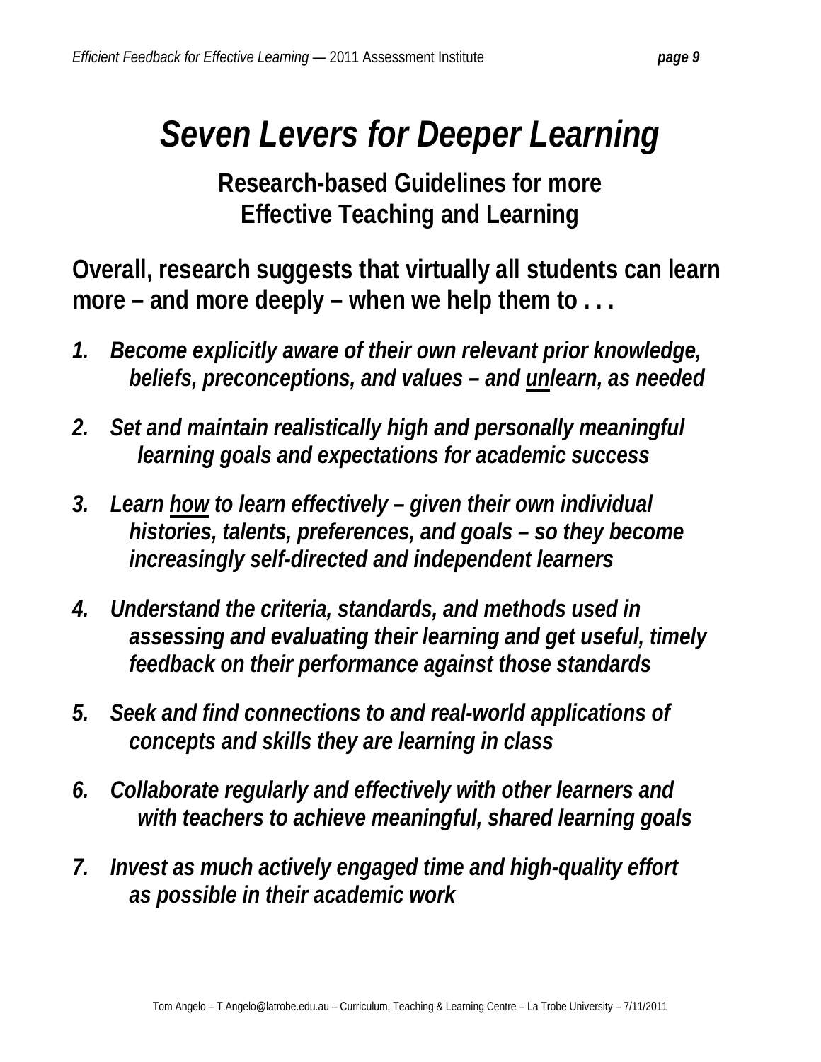# *Seven Levers for Deeper Learning*

## Research-based Guidelines for more Effective Teaching and Learning

**Overall, research suggests that virtually all students can learn more – and more deeply – when we help them to . . .**

1. ***Become explicitly aware of their own relevant prior knowledge, beliefs, preconceptions, and values – and <u>un</u>learn, as needed***

2. ***Set and maintain realistically high and personally meaningful learning goals and expectations for academic success***

3. ***Learn <u>how</u> to learn effectively – given their own individual histories, talents, preferences, and goals – so they become increasingly self-directed and independent learners***

4. ***Understand the criteria, standards, and methods used in assessing and evaluating their learning and get useful, timely feedback on their performance against those standards***

5. ***Seek and find connections to and real-world applications of concepts and skills they are learning in class***

6. ***Collaborate regularly and effectively with other learners and with teachers to achieve meaningful, shared learning goals***

7. ***Invest as much actively engaged time and high-quality effort as possible in their academic work***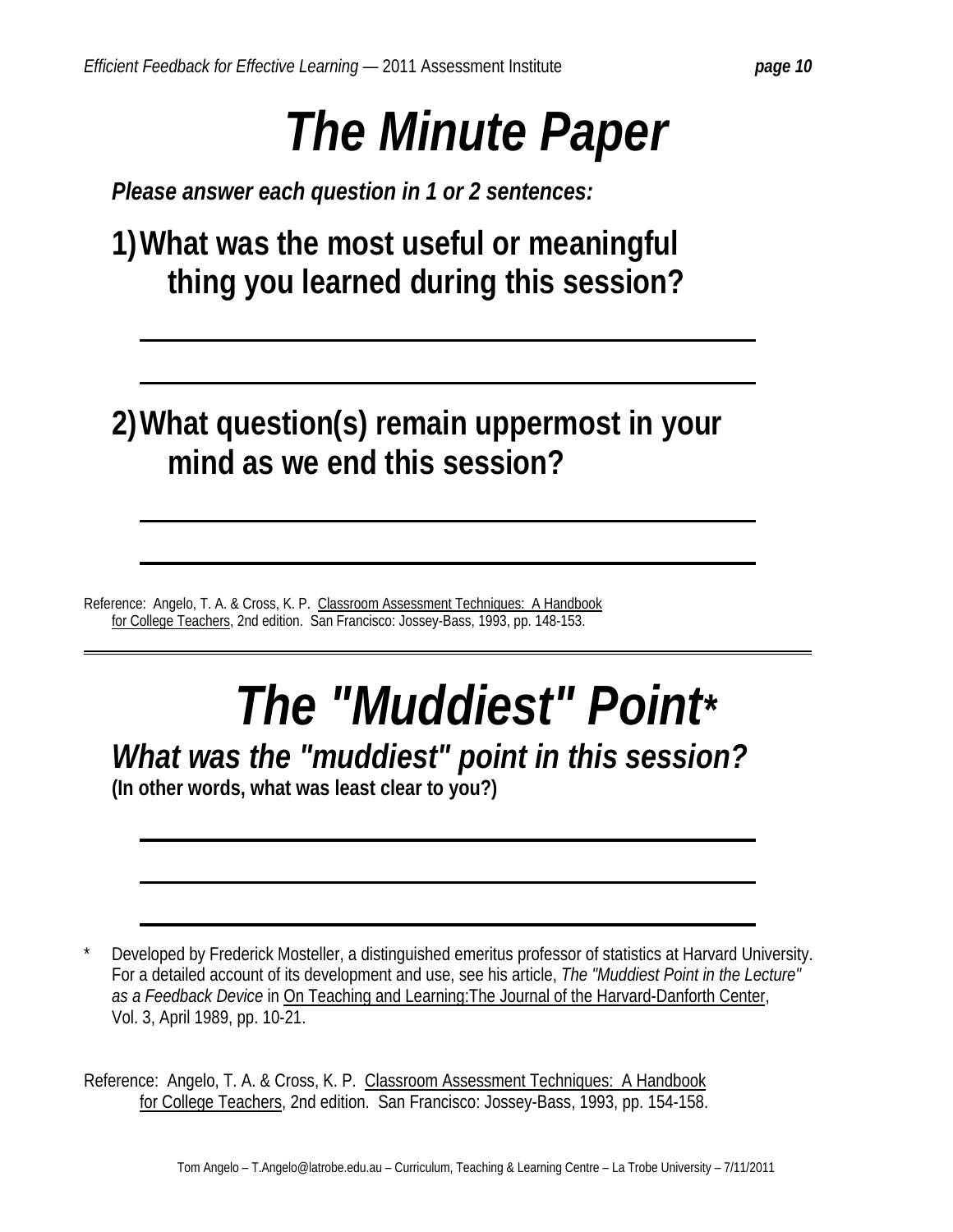# *The Minute Paper*

***Please answer each question in 1 or 2 sentences:***

**1) What was the most useful or meaningful thing you learned during this session?**

\_\_\_\_\_\_\_\_\_\_\_\_\_\_\_\_\_\_\_\_\_\_\_\_\_\_\_\_\_\_\_\_\_\_\_\_\_\_\_\_\_\_\_\_\_\_\_\_

\_\_\_\_\_\_\_\_\_\_\_\_\_\_\_\_\_\_\_\_\_\_\_\_\_\_\_\_\_\_\_\_\_\_\_\_\_\_\_\_\_\_\_\_\_\_\_\_

**2) What question(s) remain uppermost in your mind as we end this session?**

\_\_\_\_\_\_\_\_\_\_\_\_\_\_\_\_\_\_\_\_\_\_\_\_\_\_\_\_\_\_\_\_\_\_\_\_\_\_\_\_\_\_\_\_\_\_\_\_

\_\_\_\_\_\_\_\_\_\_\_\_\_\_\_\_\_\_\_\_\_\_\_\_\_\_\_\_\_\_\_\_\_\_\_\_\_\_\_\_\_\_\_\_\_\_\_\_

Reference: Angelo, T. A. & Cross, K. P. Classroom Assessment Techniques: A Handbook for College Teachers, 2nd edition. San Francisco: Jossey-Bass, 1993, pp. 148-153.

---

# *The "Muddiest" Point\**

## *What was the "muddiest" point in this session?*

**(In other words, what was least clear to you?)**

\_\_\_\_\_\_\_\_\_\_\_\_\_\_\_\_\_\_\_\_\_\_\_\_\_\_\_\_\_\_\_\_\_\_\_\_\_\_\_\_\_\_\_\_\_\_\_\_

\_\_\_\_\_\_\_\_\_\_\_\_\_\_\_\_\_\_\_\_\_\_\_\_\_\_\_\_\_\_\_\_\_\_\_\_\_\_\_\_\_\_\_\_\_\_\_\_

\_\_\_\_\_\_\_\_\_\_\_\_\_\_\_\_\_\_\_\_\_\_\_\_\_\_\_\_\_\_\_\_\_\_\_\_\_\_\_\_\_\_\_\_\_\_\_\_

\* Developed by Frederick Mosteller, a distinguished emeritus professor of statistics at Harvard University. For a detailed account of its development and use, see his article, *The "Muddiest Point in the Lecture" as a Feedback Device* in On Teaching and Learning:The Journal of the Harvard-Danforth Center, Vol. 3, April 1989, pp. 10-21.

Reference: Angelo, T. A. & Cross, K. P. Classroom Assessment Techniques: A Handbook for College Teachers, 2nd edition. San Francisco: Jossey-Bass, 1993, pp. 154-158.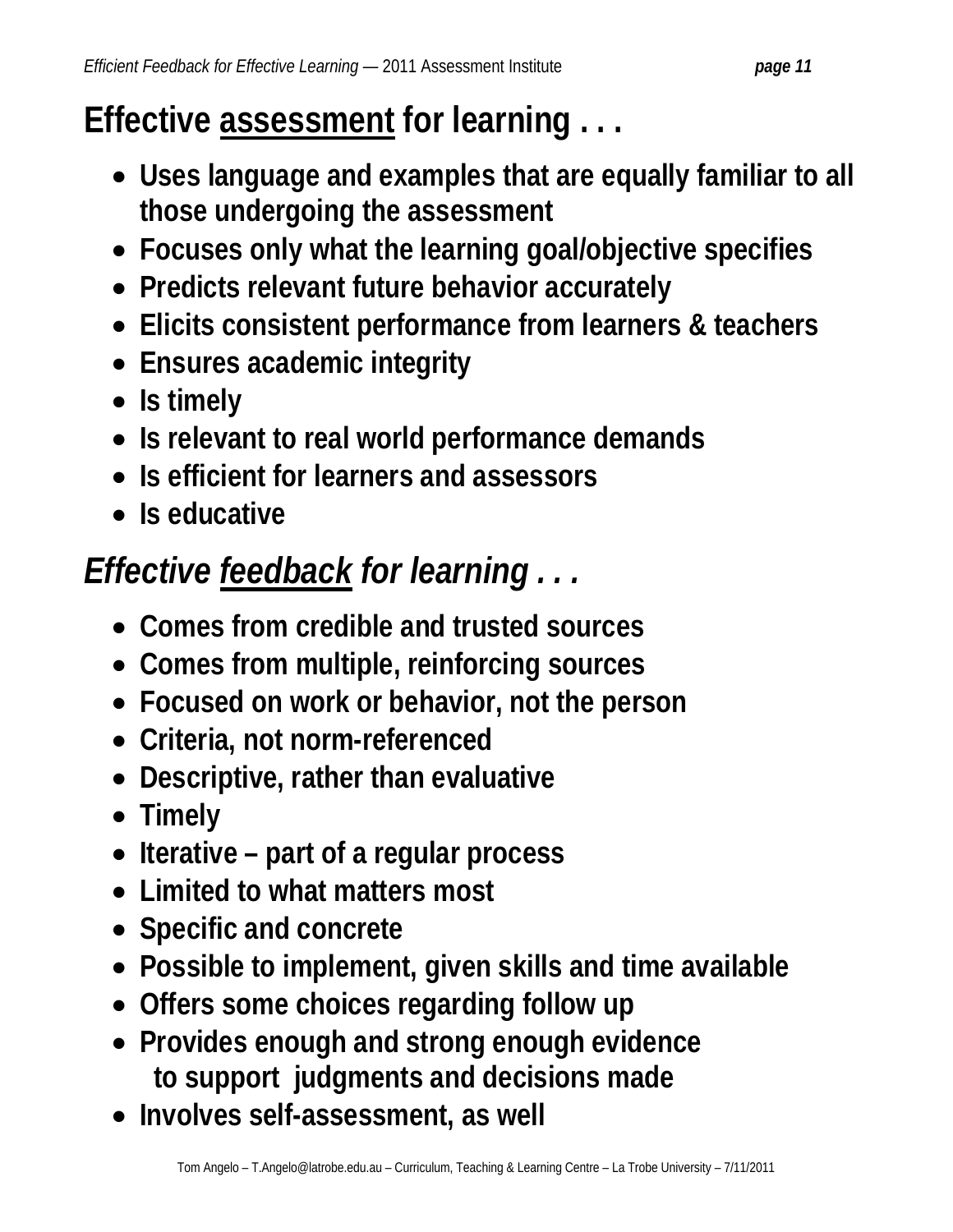## Effective <u>assessment</u> for learning . . .

- **Uses language and examples that are equally familiar to all those undergoing the assessment**
- **Focuses only what the learning goal/objective specifies**
- **Predicts relevant future behavior accurately**
- **Elicits consistent performance from learners & teachers**
- **Ensures academic integrity**
- **Is timely**
- **Is relevant to real world performance demands**
- **Is efficient for learners and assessors**
- **Is educative**

## *Effective <u>feedback</u> for learning . . .*

- **Comes from credible and trusted sources**
- **Comes from multiple, reinforcing sources**
- **Focused on work or behavior, not the person**
- **Criteria, not norm-referenced**
- **Descriptive, rather than evaluative**
- **Timely**
- **Iterative – part of a regular process**
- **Limited to what matters most**
- **Specific and concrete**
- **Possible to implement, given skills and time available**
- **Offers some choices regarding follow up**
- **Provides enough and strong enough evidence to support judgments and decisions made**
- **Involves self-assessment, as well**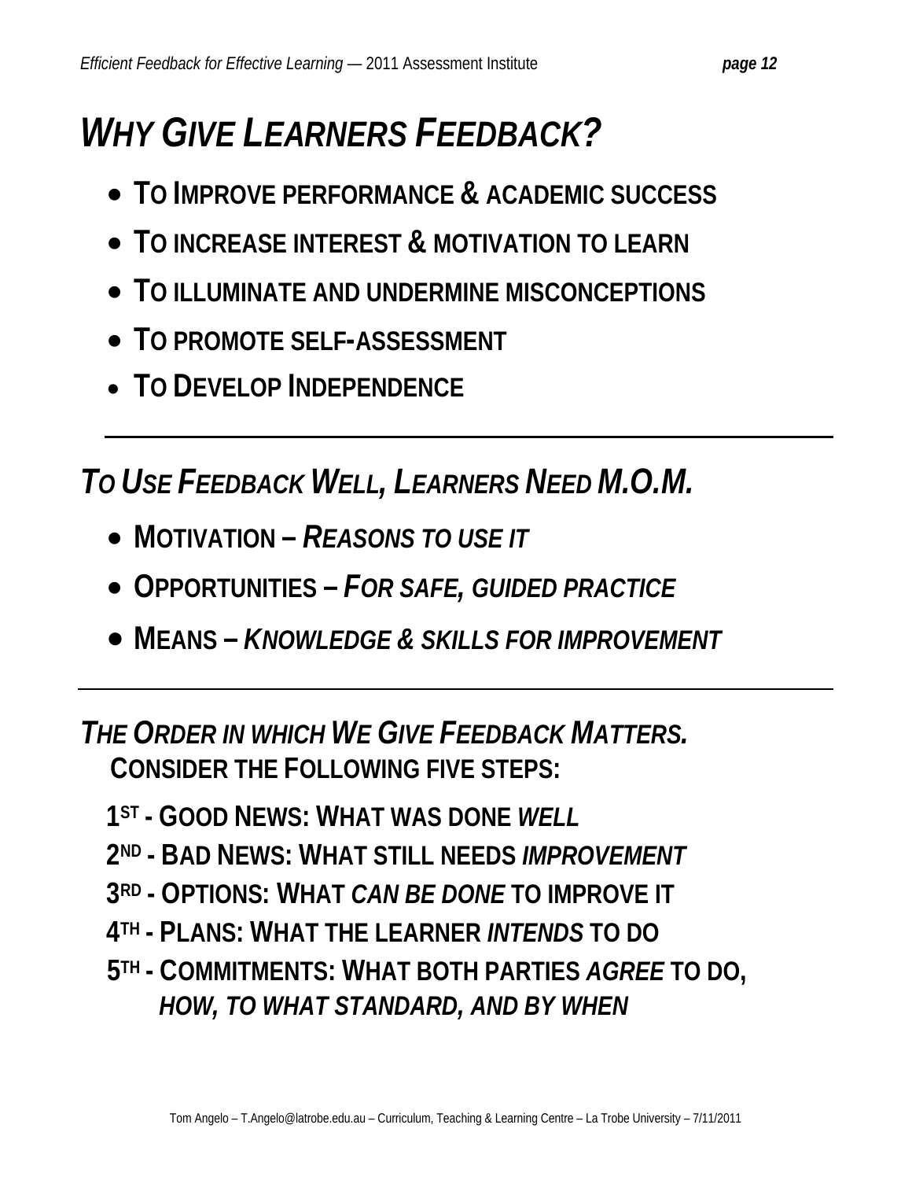# *Why Give Learners Feedback?*

- **To Improve performance & academic success**
- **To increase interest & motivation to learn**
- **To illuminate and undermine misconceptions**
- **To promote self-assessment**
- **To Develop Independence**

---

## *To Use Feedback Well, Learners Need M.O.M.*

- **Motivation –** ***Reasons to use it***
- **Opportunities –** ***For safe, guided practice***
- **Means –** ***Knowledge & skills for improvement***

---

## *The Order in which We Give Feedback Matters.*

**Consider the Following five steps:**

**1st - Good News: What was done *well***

**2nd - Bad News: What still needs *improvement***

**3rd - Options: What *can be done* to improve it**

**4th - Plans: What the learner *intends* to do**

**5th - Commitments: What both parties *agree* to do, *how, to what standard, and by when***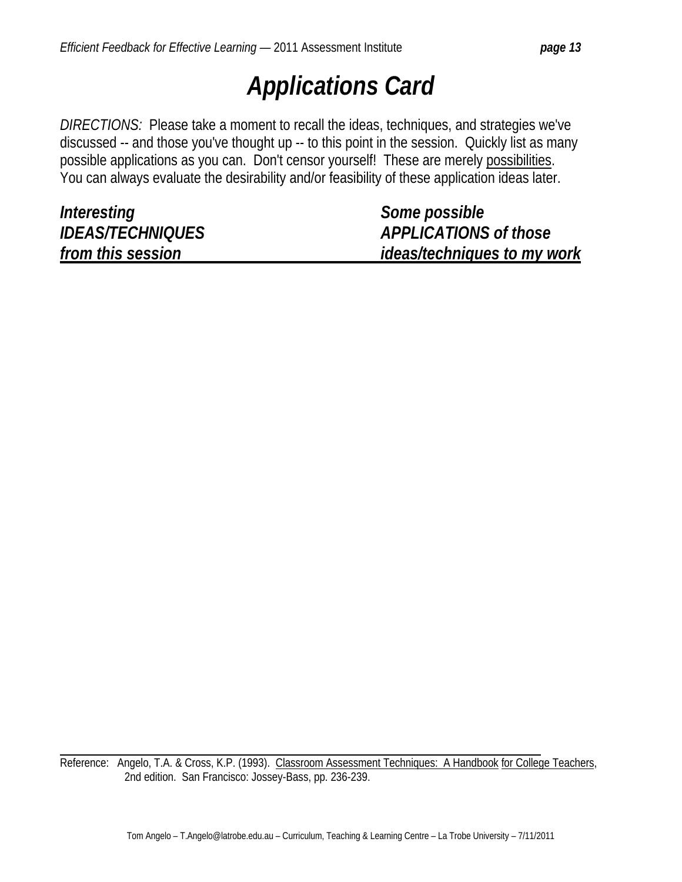# *Applications Card*

*DIRECTIONS:* Please take a moment to recall the ideas, techniques, and strategies we've discussed -- and those you've thought up -- to this point in the session. Quickly list as many possible applications as you can. Don't censor yourself! These are merely possibilities. You can always evaluate the desirability and/or feasibility of these application ideas later.

| ***Interesting IDEAS/TECHNIQUES from this session*** | ***Some possible APPLICATIONS of those ideas/techniques to my work*** |
|---|---|
| | |

Reference: Angelo, T.A. & Cross, K.P. (1993). Classroom Assessment Techniques: A Handbook for College Teachers, 2nd edition. San Francisco: Jossey-Bass, pp. 236-239.

Tom Angelo – T.Angelo@latrobe.edu.au – Curriculum, Teaching & Learning Centre – La Trobe University – 7/11/2011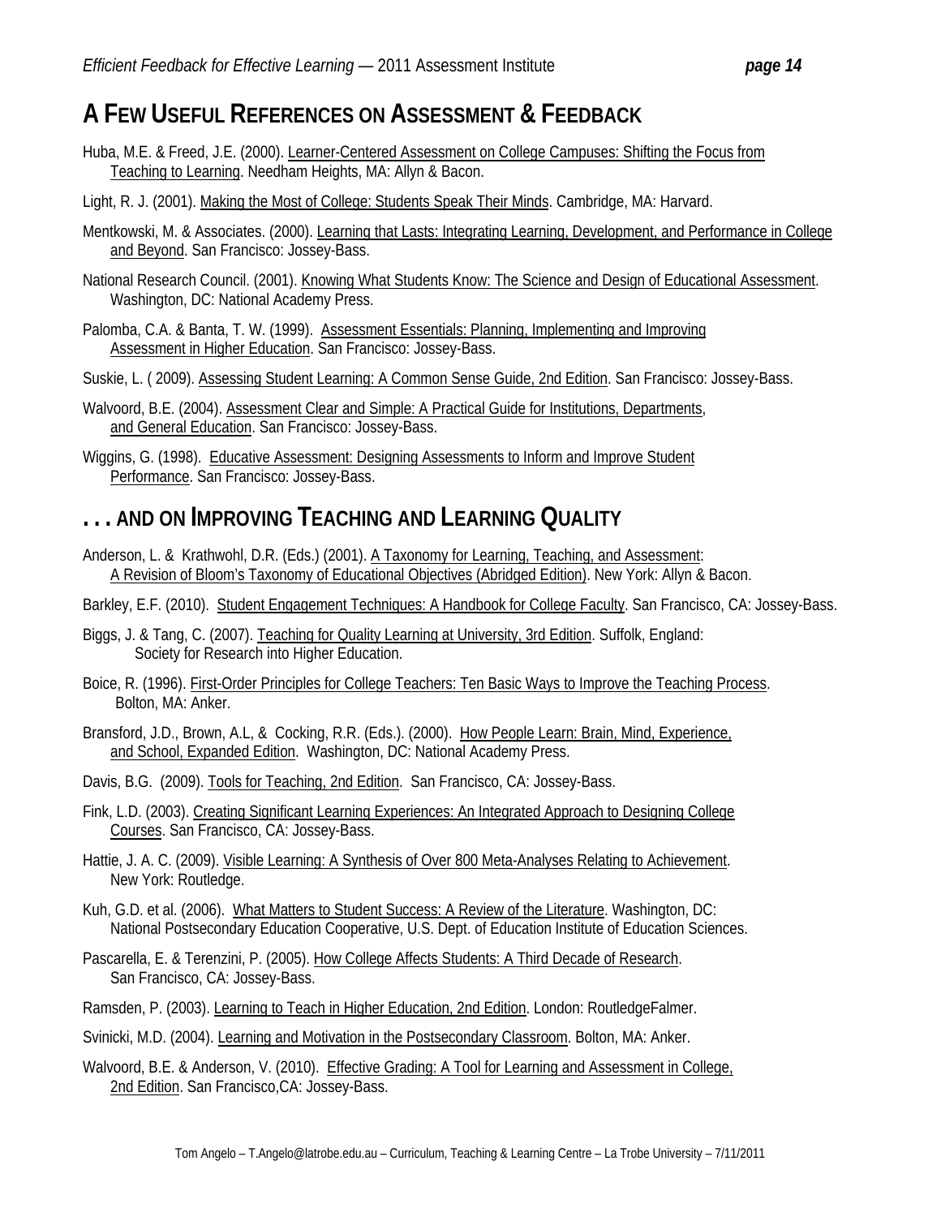## A Few Useful References on Assessment & Feedback

Huba, M.E. & Freed, J.E. (2000). Learner-Centered Assessment on College Campuses: Shifting the Focus from Teaching to Learning. Needham Heights, MA: Allyn & Bacon.

Light, R. J. (2001). Making the Most of College: Students Speak Their Minds. Cambridge, MA: Harvard.

Mentkowski, M. & Associates. (2000). Learning that Lasts: Integrating Learning, Development, and Performance in College and Beyond. San Francisco: Jossey-Bass.

National Research Council. (2001). Knowing What Students Know: The Science and Design of Educational Assessment. Washington, DC: National Academy Press.

Palomba, C.A. & Banta, T. W. (1999). Assessment Essentials: Planning, Implementing and Improving Assessment in Higher Education. San Francisco: Jossey-Bass.

Suskie, L. ( 2009). Assessing Student Learning: A Common Sense Guide, 2nd Edition. San Francisco: Jossey-Bass.

Walvoord, B.E. (2004). Assessment Clear and Simple: A Practical Guide for Institutions, Departments, and General Education. San Francisco: Jossey-Bass.

Wiggins, G. (1998). Educative Assessment: Designing Assessments to Inform and Improve Student Performance. San Francisco: Jossey-Bass.

## . . . and on Improving Teaching and Learning Quality

Anderson, L. & Krathwohl, D.R. (Eds.) (2001). A Taxonomy for Learning, Teaching, and Assessment: A Revision of Bloom's Taxonomy of Educational Objectives (Abridged Edition). New York: Allyn & Bacon.

Barkley, E.F. (2010). Student Engagement Techniques: A Handbook for College Faculty. San Francisco, CA: Jossey-Bass.

Biggs, J. & Tang, C. (2007). Teaching for Quality Learning at University, 3rd Edition. Suffolk, England: Society for Research into Higher Education.

Boice, R. (1996). First-Order Principles for College Teachers: Ten Basic Ways to Improve the Teaching Process. Bolton, MA: Anker.

Bransford, J.D., Brown, A.L, & Cocking, R.R. (Eds.). (2000). How People Learn: Brain, Mind, Experience, and School, Expanded Edition. Washington, DC: National Academy Press.

Davis, B.G. (2009). Tools for Teaching, 2nd Edition. San Francisco, CA: Jossey-Bass.

Fink, L.D. (2003). Creating Significant Learning Experiences: An Integrated Approach to Designing College Courses. San Francisco, CA: Jossey-Bass.

Hattie, J. A. C. (2009). Visible Learning: A Synthesis of Over 800 Meta-Analyses Relating to Achievement. New York: Routledge.

Kuh, G.D. et al. (2006). What Matters to Student Success: A Review of the Literature. Washington, DC: National Postsecondary Education Cooperative, U.S. Dept. of Education Institute of Education Sciences.

Pascarella, E. & Terenzini, P. (2005). How College Affects Students: A Third Decade of Research. San Francisco, CA: Jossey-Bass.

Ramsden, P. (2003). Learning to Teach in Higher Education, 2nd Edition. London: RoutledgeFalmer.

Svinicki, M.D. (2004). Learning and Motivation in the Postsecondary Classroom. Bolton, MA: Anker.

Walvoord, B.E. & Anderson, V. (2010). Effective Grading: A Tool for Learning and Assessment in College, 2nd Edition. San Francisco,CA: Jossey-Bass.